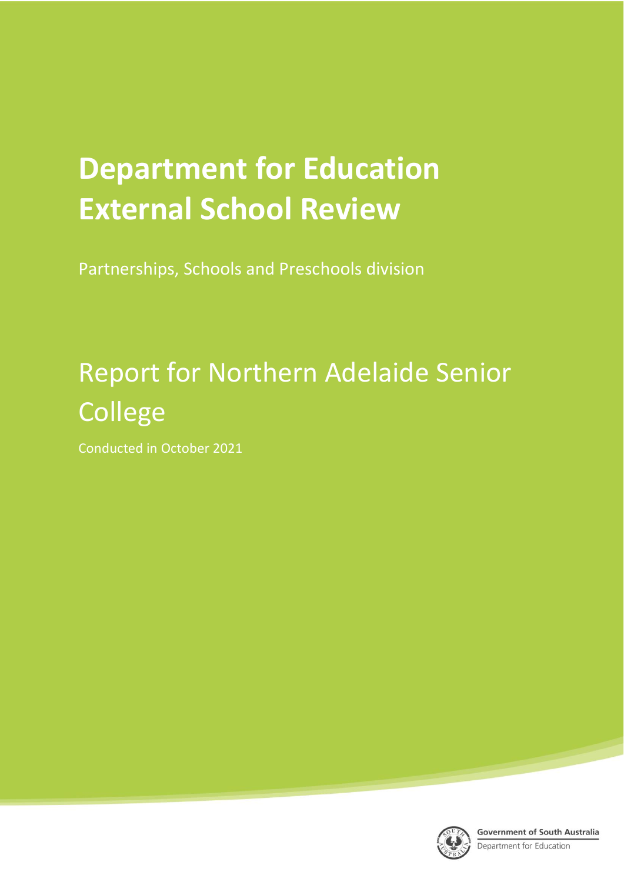# Department for Education External School Review

Partnerships, Schools and Preschools division

## Report for Northern Adelaide Senior College

Conducted in October 2021

Government of South Australia
Department for Education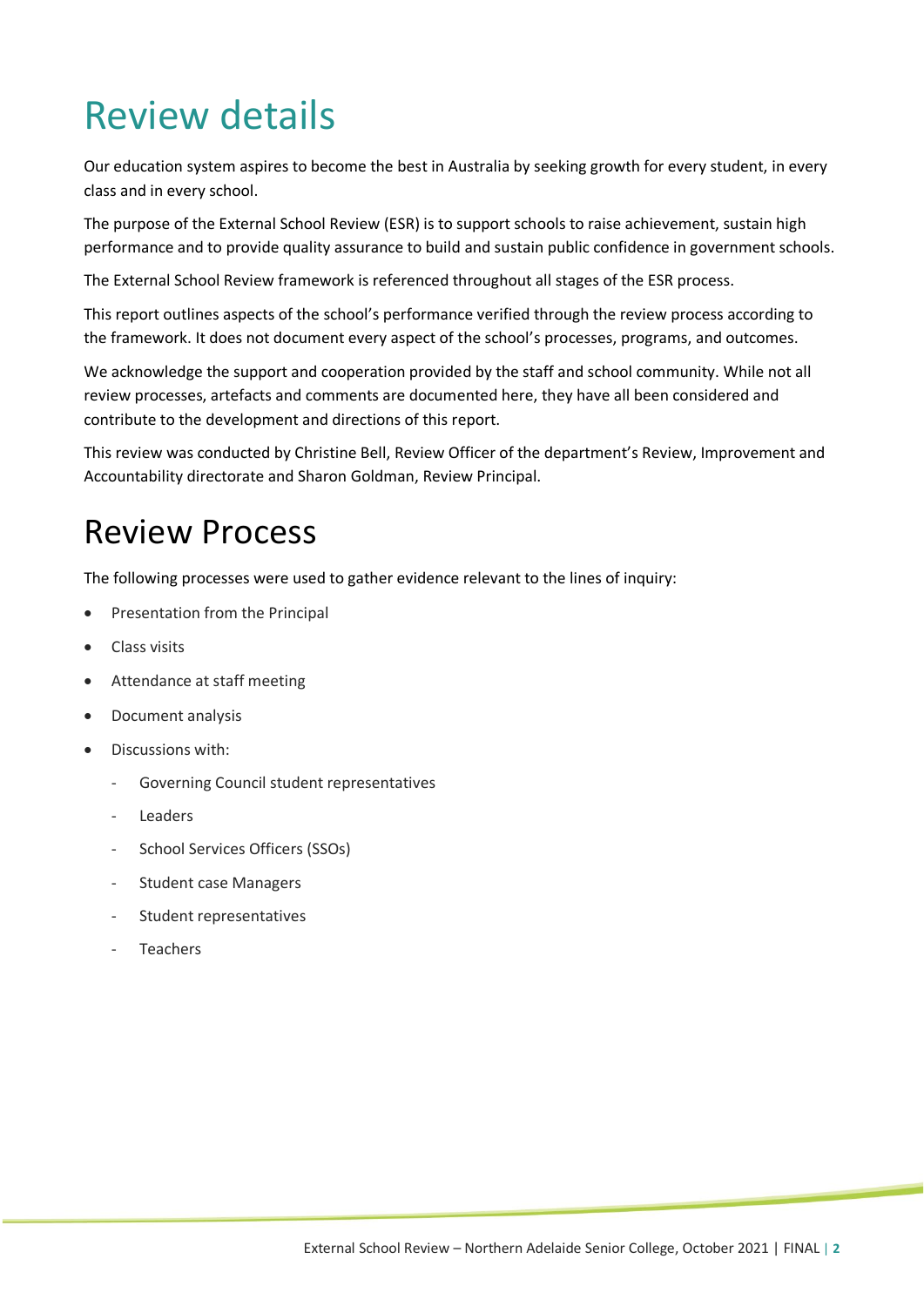# Review details

Our education system aspires to become the best in Australia by seeking growth for every student, in every class and in every school.

The purpose of the External School Review (ESR) is to support schools to raise achievement, sustain high performance and to provide quality assurance to build and sustain public confidence in government schools.

The External School Review framework is referenced throughout all stages of the ESR process.

This report outlines aspects of the school's performance verified through the review process according to the framework. It does not document every aspect of the school's processes, programs, and outcomes.

We acknowledge the support and cooperation provided by the staff and school community. While not all review processes, artefacts and comments are documented here, they have all been considered and contribute to the development and directions of this report.

This review was conducted by Christine Bell, Review Officer of the department's Review, Improvement and Accountability directorate and Sharon Goldman, Review Principal.

# Review Process

The following processes were used to gather evidence relevant to the lines of inquiry:

- Presentation from the Principal
- Class visits
- Attendance at staff meeting
- Document analysis
- Discussions with:
  - Governing Council student representatives
  - Leaders
  - School Services Officers (SSOs)
  - Student case Managers
  - Student representatives
  - Teachers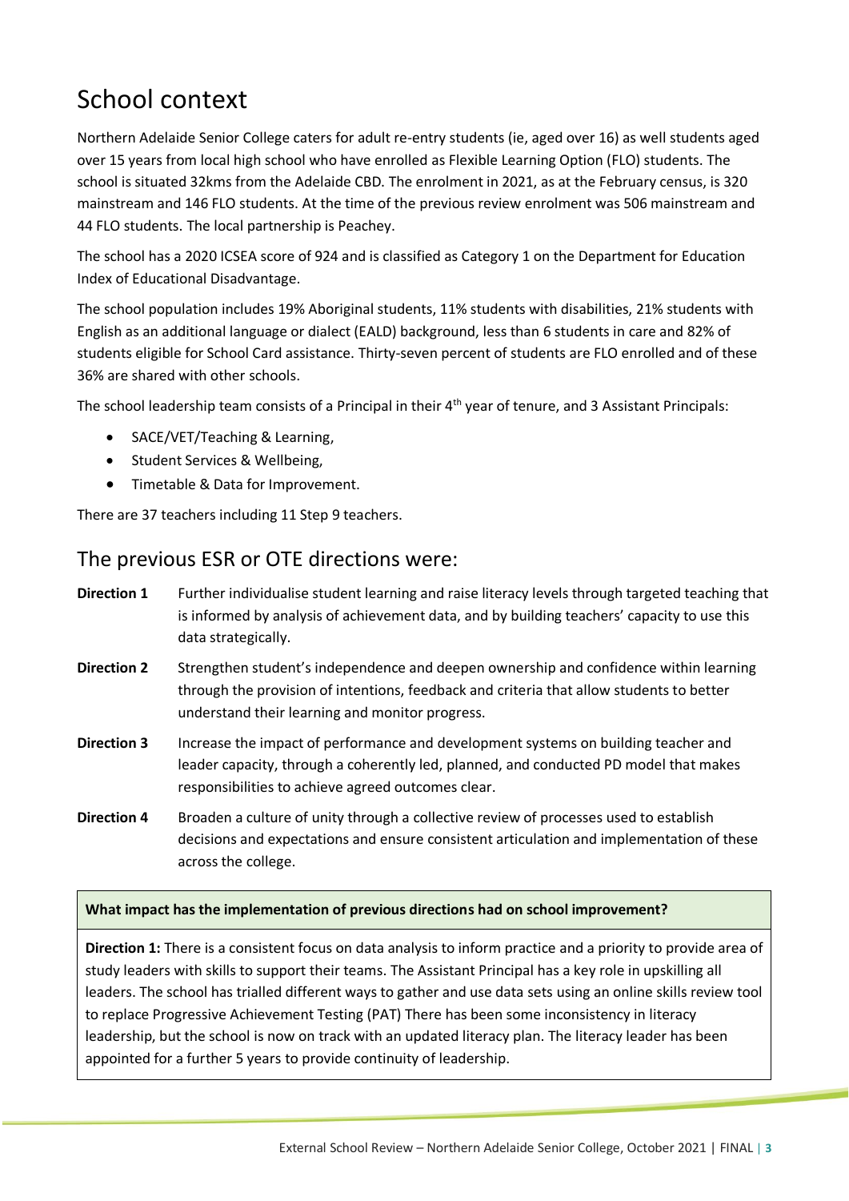# School context

Northern Adelaide Senior College caters for adult re-entry students (ie, aged over 16) as well students aged over 15 years from local high school who have enrolled as Flexible Learning Option (FLO) students. The school is situated 32kms from the Adelaide CBD. The enrolment in 2021, as at the February census, is 320 mainstream and 146 FLO students. At the time of the previous review enrolment was 506 mainstream and 44 FLO students. The local partnership is Peachey.

The school has a 2020 ICSEA score of 924 and is classified as Category 1 on the Department for Education Index of Educational Disadvantage.

The school population includes 19% Aboriginal students, 11% students with disabilities, 21% students with English as an additional language or dialect (EALD) background, less than 6 students in care and 82% of students eligible for School Card assistance. Thirty-seven percent of students are FLO enrolled and of these 36% are shared with other schools.

The school leadership team consists of a Principal in their 4th year of tenure, and 3 Assistant Principals:

- SACE/VET/Teaching & Learning,
- Student Services & Wellbeing,
- Timetable & Data for Improvement.

There are 37 teachers including 11 Step 9 teachers.

## The previous ESR or OTE directions were:

**Direction 1** Further individualise student learning and raise literacy levels through targeted teaching that is informed by analysis of achievement data, and by building teachers' capacity to use this data strategically.

**Direction 2** Strengthen student's independence and deepen ownership and confidence within learning through the provision of intentions, feedback and criteria that allow students to better understand their learning and monitor progress.

**Direction 3** Increase the impact of performance and development systems on building teacher and leader capacity, through a coherently led, planned, and conducted PD model that makes responsibilities to achieve agreed outcomes clear.

**Direction 4** Broaden a culture of unity through a collective review of processes used to establish decisions and expectations and ensure consistent articulation and implementation of these across the college.

**What impact has the implementation of previous directions had on school improvement?**

**Direction 1:** There is a consistent focus on data analysis to inform practice and a priority to provide area of study leaders with skills to support their teams. The Assistant Principal has a key role in upskilling all leaders. The school has trialled different ways to gather and use data sets using an online skills review tool to replace Progressive Achievement Testing (PAT) There has been some inconsistency in literacy leadership, but the school is now on track with an updated literacy plan. The literacy leader has been appointed for a further 5 years to provide continuity of leadership.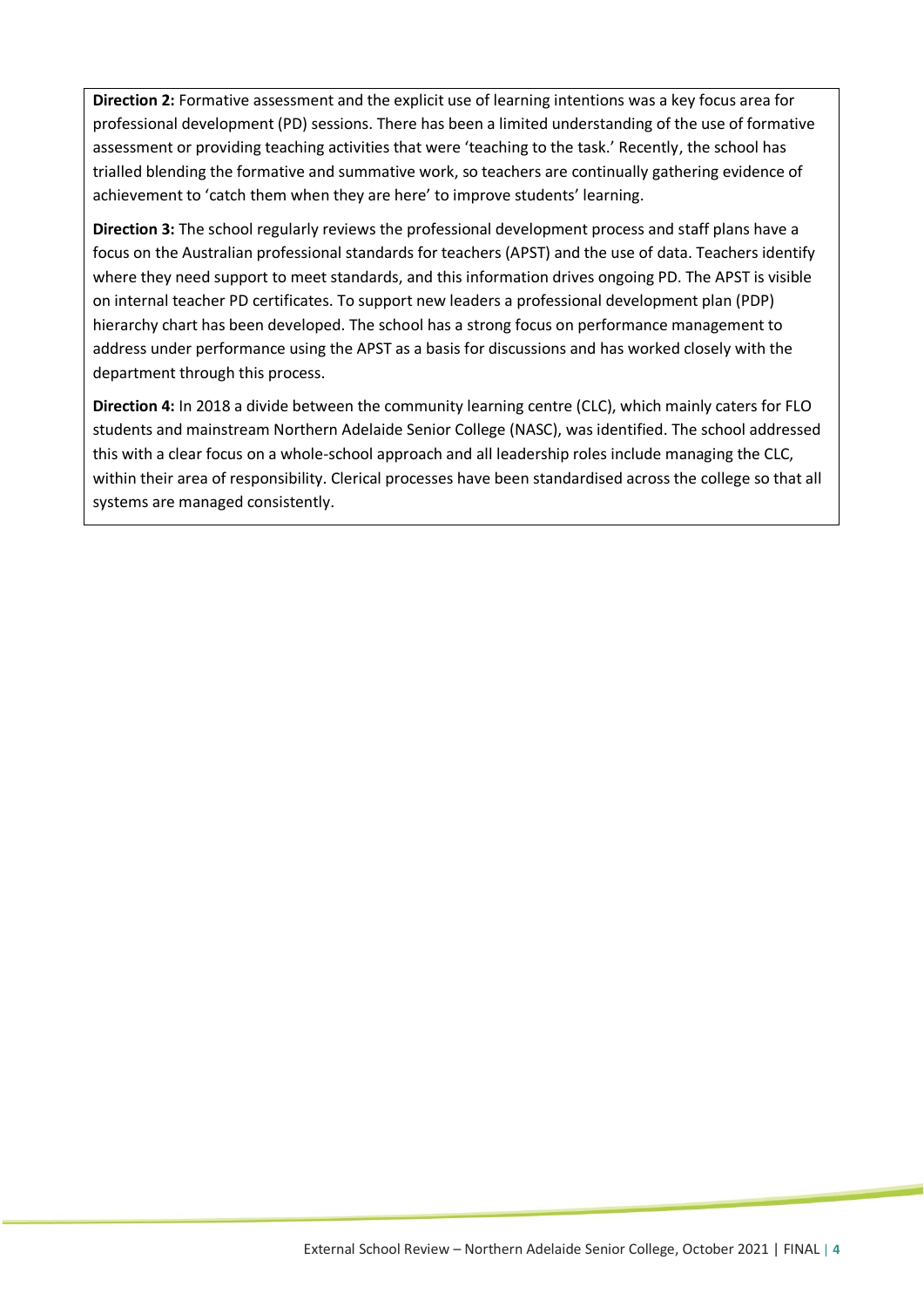**Direction 2:** Formative assessment and the explicit use of learning intentions was a key focus area for professional development (PD) sessions. There has been a limited understanding of the use of formative assessment or providing teaching activities that were 'teaching to the task.' Recently, the school has trialled blending the formative and summative work, so teachers are continually gathering evidence of achievement to 'catch them when they are here' to improve students' learning.

**Direction 3:** The school regularly reviews the professional development process and staff plans have a focus on the Australian professional standards for teachers (APST) and the use of data. Teachers identify where they need support to meet standards, and this information drives ongoing PD. The APST is visible on internal teacher PD certificates. To support new leaders a professional development plan (PDP) hierarchy chart has been developed. The school has a strong focus on performance management to address under performance using the APST as a basis for discussions and has worked closely with the department through this process.

**Direction 4:** In 2018 a divide between the community learning centre (CLC), which mainly caters for FLO students and mainstream Northern Adelaide Senior College (NASC), was identified. The school addressed this with a clear focus on a whole-school approach and all leadership roles include managing the CLC, within their area of responsibility. Clerical processes have been standardised across the college so that all systems are managed consistently.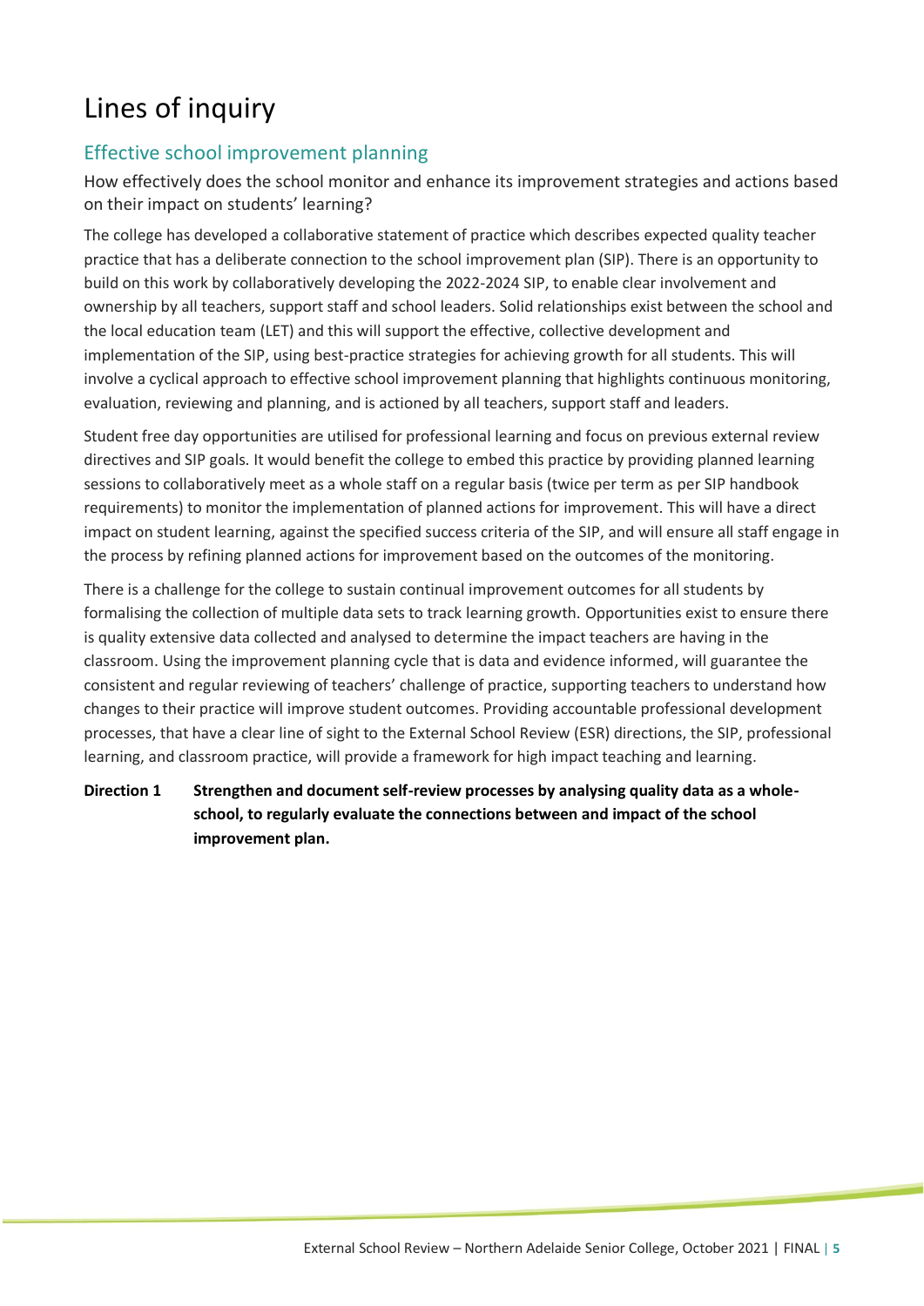# Lines of inquiry

## Effective school improvement planning

How effectively does the school monitor and enhance its improvement strategies and actions based on their impact on students' learning?

The college has developed a collaborative statement of practice which describes expected quality teacher practice that has a deliberate connection to the school improvement plan (SIP). There is an opportunity to build on this work by collaboratively developing the 2022-2024 SIP, to enable clear involvement and ownership by all teachers, support staff and school leaders. Solid relationships exist between the school and the local education team (LET) and this will support the effective, collective development and implementation of the SIP, using best-practice strategies for achieving growth for all students. This will involve a cyclical approach to effective school improvement planning that highlights continuous monitoring, evaluation, reviewing and planning, and is actioned by all teachers, support staff and leaders.

Student free day opportunities are utilised for professional learning and focus on previous external review directives and SIP goals. It would benefit the college to embed this practice by providing planned learning sessions to collaboratively meet as a whole staff on a regular basis (twice per term as per SIP handbook requirements) to monitor the implementation of planned actions for improvement. This will have a direct impact on student learning, against the specified success criteria of the SIP, and will ensure all staff engage in the process by refining planned actions for improvement based on the outcomes of the monitoring.

There is a challenge for the college to sustain continual improvement outcomes for all students by formalising the collection of multiple data sets to track learning growth. Opportunities exist to ensure there is quality extensive data collected and analysed to determine the impact teachers are having in the classroom. Using the improvement planning cycle that is data and evidence informed, will guarantee the consistent and regular reviewing of teachers' challenge of practice, supporting teachers to understand how changes to their practice will improve student outcomes. Providing accountable professional development processes, that have a clear line of sight to the External School Review (ESR) directions, the SIP, professional learning, and classroom practice, will provide a framework for high impact teaching and learning.

**Direction 1 Strengthen and document self-review processes by analysing quality data as a whole-school, to regularly evaluate the connections between and impact of the school improvement plan.**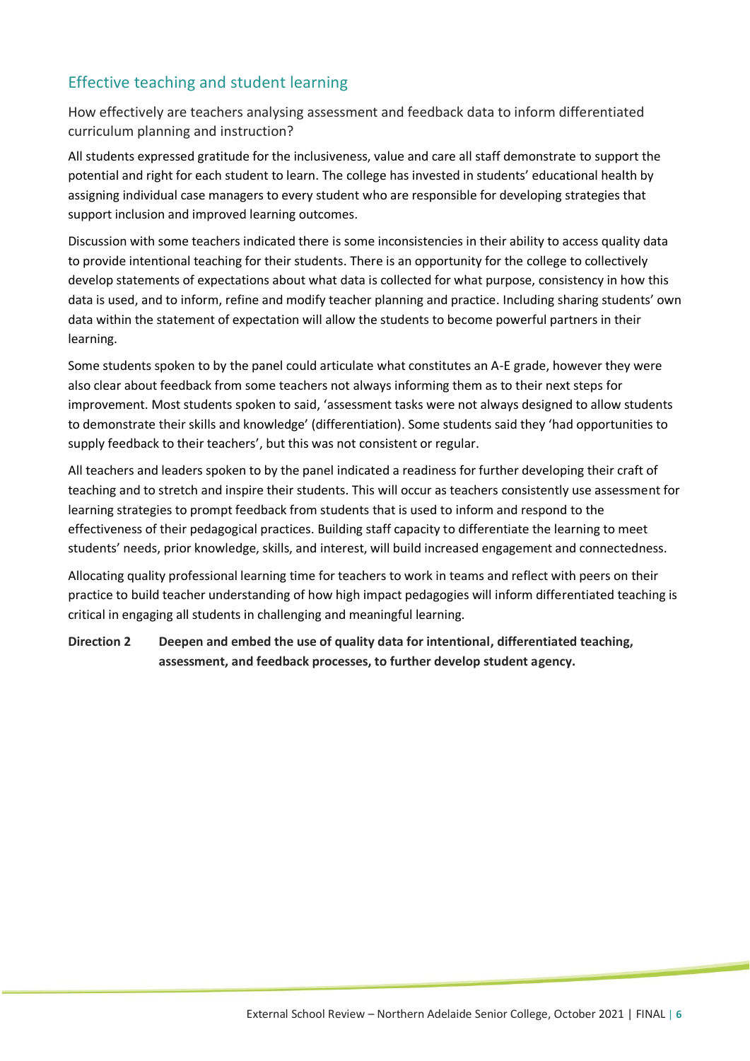## Effective teaching and student learning

How effectively are teachers analysing assessment and feedback data to inform differentiated curriculum planning and instruction?

All students expressed gratitude for the inclusiveness, value and care all staff demonstrate to support the potential and right for each student to learn. The college has invested in students' educational health by assigning individual case managers to every student who are responsible for developing strategies that support inclusion and improved learning outcomes.

Discussion with some teachers indicated there is some inconsistencies in their ability to access quality data to provide intentional teaching for their students. There is an opportunity for the college to collectively develop statements of expectations about what data is collected for what purpose, consistency in how this data is used, and to inform, refine and modify teacher planning and practice. Including sharing students' own data within the statement of expectation will allow the students to become powerful partners in their learning.

Some students spoken to by the panel could articulate what constitutes an A-E grade, however they were also clear about feedback from some teachers not always informing them as to their next steps for improvement. Most students spoken to said, 'assessment tasks were not always designed to allow students to demonstrate their skills and knowledge' (differentiation). Some students said they 'had opportunities to supply feedback to their teachers', but this was not consistent or regular.

All teachers and leaders spoken to by the panel indicated a readiness for further developing their craft of teaching and to stretch and inspire their students. This will occur as teachers consistently use assessment for learning strategies to prompt feedback from students that is used to inform and respond to the effectiveness of their pedagogical practices. Building staff capacity to differentiate the learning to meet students' needs, prior knowledge, skills, and interest, will build increased engagement and connectedness.

Allocating quality professional learning time for teachers to work in teams and reflect with peers on their practice to build teacher understanding of how high impact pedagogies will inform differentiated teaching is critical in engaging all students in challenging and meaningful learning.

**Direction 2 Deepen and embed the use of quality data for intentional, differentiated teaching, assessment, and feedback processes, to further develop student agency.**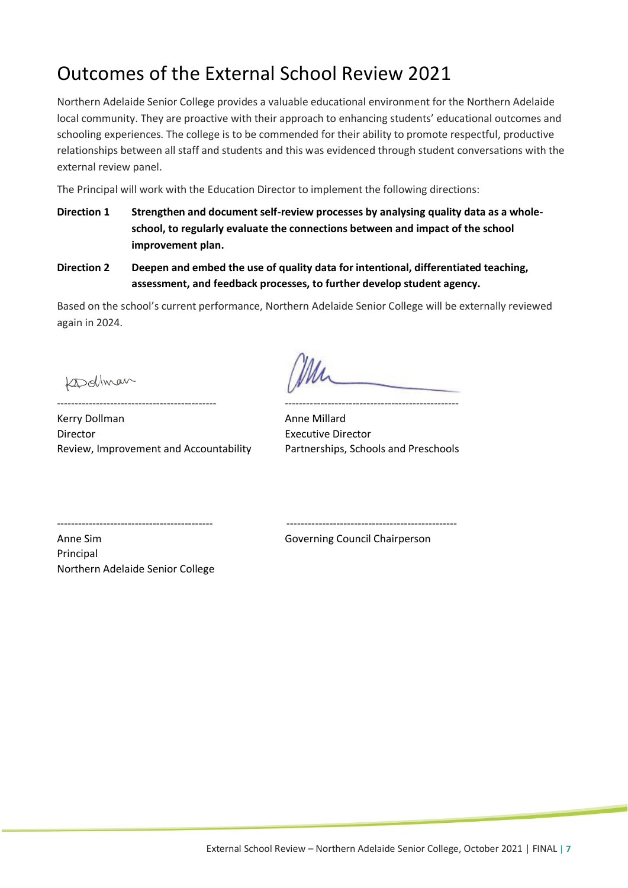# Outcomes of the External School Review 2021

Northern Adelaide Senior College provides a valuable educational environment for the Northern Adelaide local community. They are proactive with their approach to enhancing students' educational outcomes and schooling experiences. The college is to be commended for their ability to promote respectful, productive relationships between all staff and students and this was evidenced through student conversations with the external review panel.

The Principal will work with the Education Director to implement the following directions:

**Direction 1** **Strengthen and document self-review processes by analysing quality data as a whole-school, to regularly evaluate the connections between and impact of the school improvement plan.**

**Direction 2** **Deepen and embed the use of quality data for intentional, differentiated teaching, assessment, and feedback processes, to further develop student agency.**

Based on the school's current performance, Northern Adelaide Senior College will be externally reviewed again in 2024.

Kerry Dollman
Director
Review, Improvement and Accountability

Anne Millard
Executive Director
Partnerships, Schools and Preschools

Anne Sim
Principal
Northern Adelaide Senior College

Governing Council Chairperson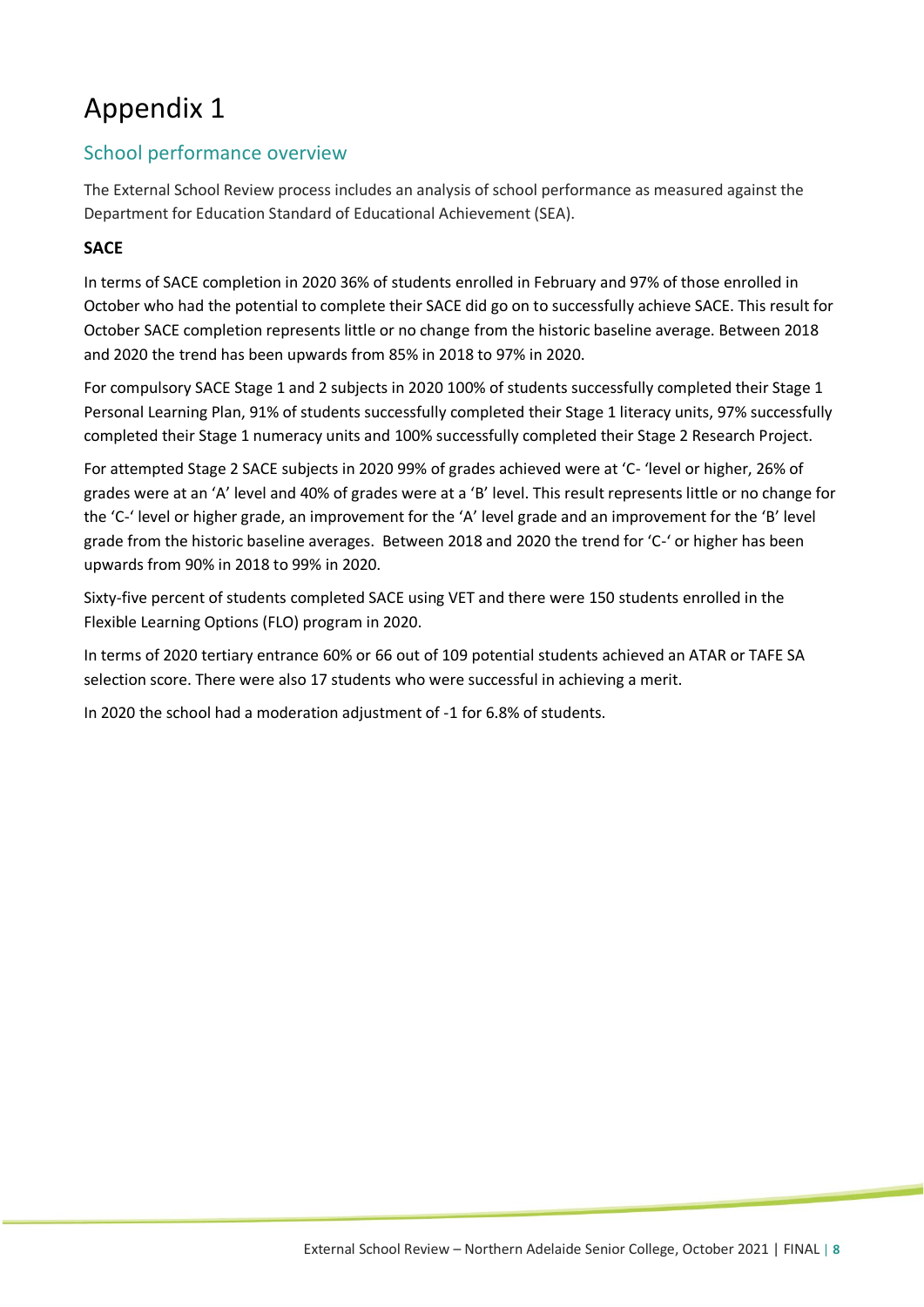# Appendix 1

## School performance overview

The External School Review process includes an analysis of school performance as measured against the Department for Education Standard of Educational Achievement (SEA).

**SACE**

In terms of SACE completion in 2020 36% of students enrolled in February and 97% of those enrolled in October who had the potential to complete their SACE did go on to successfully achieve SACE. This result for October SACE completion represents little or no change from the historic baseline average. Between 2018 and 2020 the trend has been upwards from 85% in 2018 to 97% in 2020.

For compulsory SACE Stage 1 and 2 subjects in 2020 100% of students successfully completed their Stage 1 Personal Learning Plan, 91% of students successfully completed their Stage 1 literacy units, 97% successfully completed their Stage 1 numeracy units and 100% successfully completed their Stage 2 Research Project.

For attempted Stage 2 SACE subjects in 2020 99% of grades achieved were at 'C- 'level or higher, 26% of grades were at an 'A' level and 40% of grades were at a 'B' level. This result represents little or no change for the 'C-' level or higher grade, an improvement for the 'A' level grade and an improvement for the 'B' level grade from the historic baseline averages. Between 2018 and 2020 the trend for 'C-' or higher has been upwards from 90% in 2018 to 99% in 2020.

Sixty-five percent of students completed SACE using VET and there were 150 students enrolled in the Flexible Learning Options (FLO) program in 2020.

In terms of 2020 tertiary entrance 60% or 66 out of 109 potential students achieved an ATAR or TAFE SA selection score. There were also 17 students who were successful in achieving a merit.

In 2020 the school had a moderation adjustment of -1 for 6.8% of students.